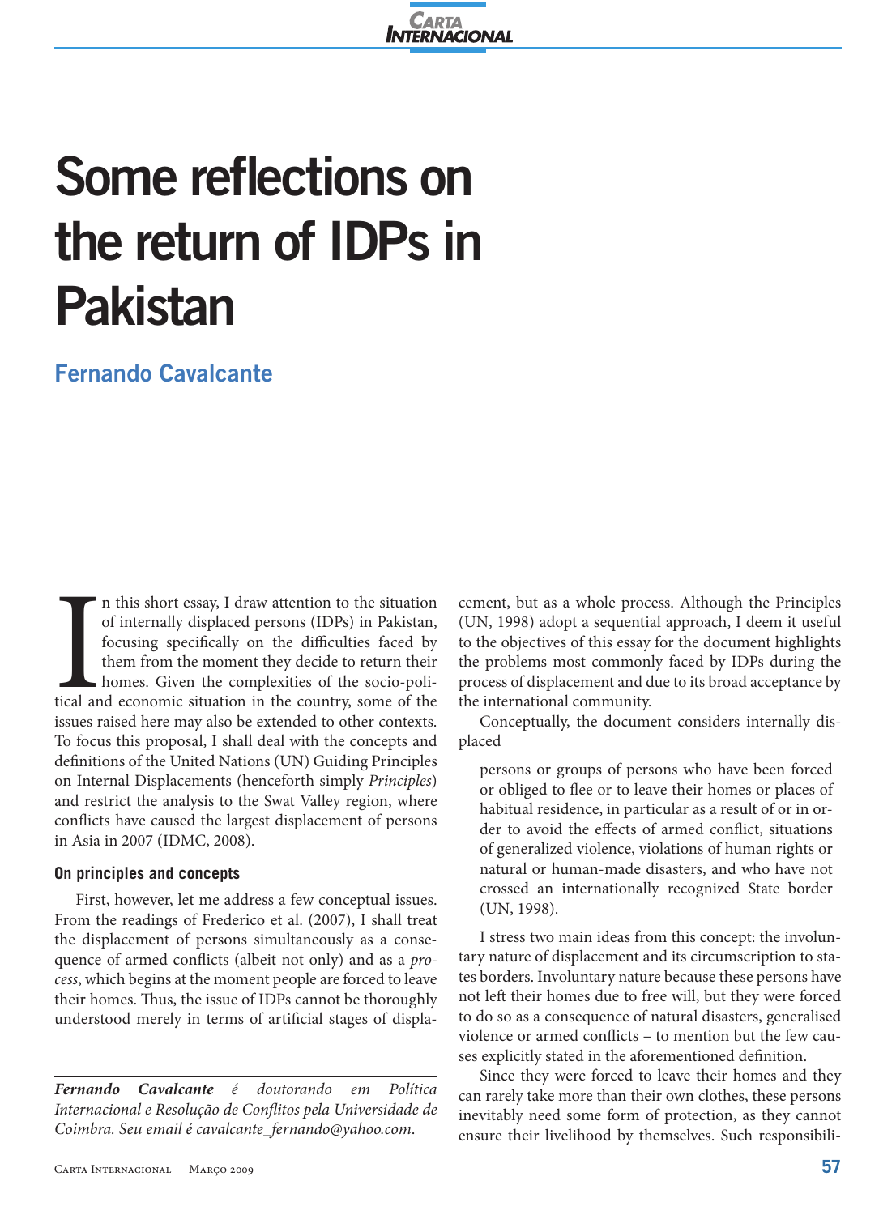# Some reflections on the return of IDPs in Pakistan

**Fernando Cavalcante**

In this short essay, I draw attention to the situation of internally displaced persons (IDPs) in Pakistan, focusing specifically on the difficulties faced by them from the moment they decide to return their homes. Given the complexities of the socio-political and economic situation in the country, some of the issues raised here may also be extended to other contexts. To focus this proposal, I shall deal with the concepts and definitions of the United Nations (UN) Guiding Principles on Internal Displacements (henceforth simply *Principles*) and restrict the analysis to the Swat Valley region, where conflicts have caused the largest displacement of persons in Asia in 2007 (IDMC, 2008).

### On principles and concepts

First, however, let me address a few conceptual issues. From the readings of Frederico et al. (2007), I shall treat the displacement of persons simultaneously as a consequence of armed conflicts (albeit not only) and as a *process*, which begins at the moment people are forced to leave their homes. Thus, the issue of IDPs cannot be thoroughly understood merely in terms of artificial stages of displacement, but as a whole process. Although the Principles (UN, 1998) adopt a sequential approach, I deem it useful to the objectives of this essay for the document highlights the problems most commonly faced by IDPs during the process of displacement and due to its broad acceptance by the international community.

Conceptually, the document considers internally displaced

> persons or groups of persons who have been forced or obliged to flee or to leave their homes or places of habitual residence, in particular as a result of or in order to avoid the effects of armed conflict, situations of generalized violence, violations of human rights or natural or human-made disasters, and who have not crossed an internationally recognized State border (UN, 1998).

I stress two main ideas from this concept: the involuntary nature of displacement and its circumscription to states borders. Involuntary nature because these persons have not left their homes due to free will, but they were forced to do so as a consequence of natural disasters, generalised violence or armed conflicts – to mention but the few causes explicitly stated in the aforementioned definition.

Since they were forced to leave their homes and they can rarely take more than their own clothes, these persons inevitably need some form of protection, as they cannot ensure their livelihood by themselves. Such responsibili-

---

***Fernando Cavalcante*** *é doutorando em Política Internacional e Resolução de Conflitos pela Universidade de Coimbra. Seu email é cavalcante_fernando@yahoo.com.*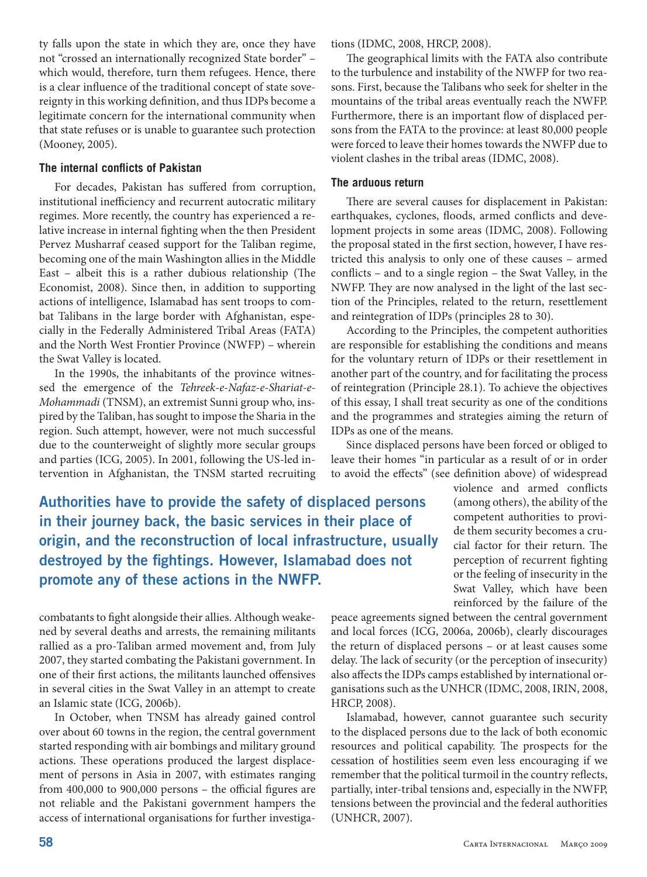ty falls upon the state in which they are, once they have not "crossed an internationally recognized State border" – which would, therefore, turn them refugees. Hence, there is a clear influence of the traditional concept of state sovereignty in this working definition, and thus IDPs become a legitimate concern for the international community when that state refuses or is unable to guarantee such protection (Mooney, 2005).

### The internal conflicts of Pakistan

For decades, Pakistan has suffered from corruption, institutional inefficiency and recurrent autocratic military regimes. More recently, the country has experienced a relative increase in internal fighting when the then President Pervez Musharraf ceased support for the Taliban regime, becoming one of the main Washington allies in the Middle East – albeit this is a rather dubious relationship (The Economist, 2008). Since then, in addition to supporting actions of intelligence, Islamabad has sent troops to combat Talibans in the large border with Afghanistan, especially in the Federally Administered Tribal Areas (FATA) and the North West Frontier Province (NWFP) – wherein the Swat Valley is located.

In the 1990s, the inhabitants of the province witnessed the emergence of the *Tehreek-e-Nafaz-e-Shariat-e-Mohammadi* (TNSM), an extremist Sunni group who, inspired by the Taliban, has sought to impose the Sharia in the region. Such attempt, however, were not much successful due to the counterweight of slightly more secular groups and parties (ICG, 2005). In 2001, following the US-led intervention in Afghanistan, the TNSM started recruiting combatants to fight alongside their allies. Although weakened by several deaths and arrests, the remaining militants rallied as a pro-Taliban armed movement and, from July 2007, they started combating the Pakistani government. In one of their first actions, the militants launched offensives in several cities in the Swat Valley in an attempt to create an Islamic state (ICG, 2006b).

In October, when TNSM has already gained control over about 60 towns in the region, the central government started responding with air bombings and military ground actions. These operations produced the largest displacement of persons in Asia in 2007, with estimates ranging from 400,000 to 900,000 persons – the official figures are not reliable and the Pakistani government hampers the access of international organisations for further investigations (IDMC, 2008, HRCP, 2008).

The geographical limits with the FATA also contribute to the turbulence and instability of the NWFP for two reasons. First, because the Talibans who seek for shelter in the mountains of the tribal areas eventually reach the NWFP. Furthermore, there is an important flow of displaced persons from the FATA to the province: at least 80,000 people were forced to leave their homes towards the NWFP due to violent clashes in the tribal areas (IDMC, 2008).

### The arduous return

There are several causes for displacement in Pakistan: earthquakes, cyclones, floods, armed conflicts and development projects in some areas (IDMC, 2008). Following the proposal stated in the first section, however, I have restricted this analysis to only one of these causes – armed conflicts – and to a single region – the Swat Valley, in the NWFP. They are now analysed in the light of the last section of the Principles, related to the return, resettlement and reintegration of IDPs (principles 28 to 30).

According to the Principles, the competent authorities are responsible for establishing the conditions and means for the voluntary return of IDPs or their resettlement in another part of the country, and for facilitating the process of reintegration (Principle 28.1). To achieve the objectives of this essay, I shall treat security as one of the conditions and the programmes and strategies aiming the return of IDPs as one of the means.

Since displaced persons have been forced or obliged to leave their homes "in particular as a result of or in order to avoid the effects" (see definition above) of widespread violence and armed conflicts (among others), the ability of the competent authorities to provide them security becomes a crucial factor for their return. The perception of recurrent fighting or the feeling of insecurity in the Swat Valley, which have been reinforced by the failure of the peace agreements signed between the central government and local forces (ICG, 2006a, 2006b), clearly discourages the return of displaced persons – or at least causes some delay. The lack of security (or the perception of insecurity) also affects the IDPs camps established by international organisations such as the UNHCR (IDMC, 2008, IRIN, 2008, HRCP, 2008).

Islamabad, however, cannot guarantee such security to the displaced persons due to the lack of both economic resources and political capability. The prospects for the cessation of hostilities seem even less encouraging if we remember that the political turmoil in the country reflects, partially, inter-tribal tensions and, especially in the NWFP, tensions between the provincial and the federal authorities (UNHCR, 2007).

**Authorities have to provide the safety of displaced persons in their journey back, the basic services in their place of origin, and the reconstruction of local infrastructure, usually destroyed by the fightings. However, Islamabad does not promote any of these actions in the NWFP.**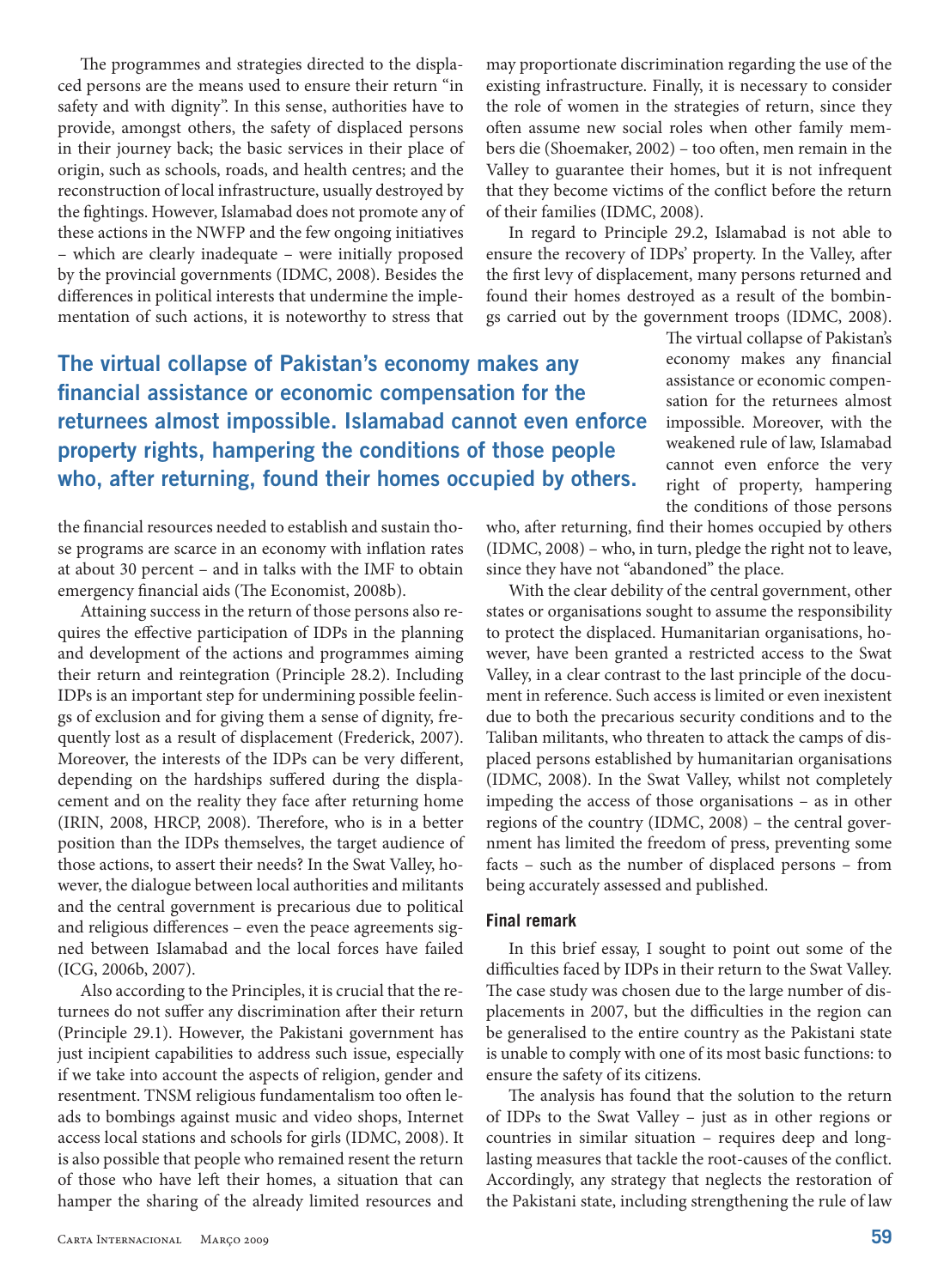The programmes and strategies directed to the displaced persons are the means used to ensure their return "in safety and with dignity". In this sense, authorities have to provide, amongst others, the safety of displaced persons in their journey back; the basic services in their place of origin, such as schools, roads, and health centres; and the reconstruction of local infrastructure, usually destroyed by the fightings. However, Islamabad does not promote any of these actions in the NWFP and the few ongoing initiatives – which are clearly inadequate – were initially proposed by the provincial governments (IDMC, 2008). Besides the differences in political interests that undermine the implementation of such actions, it is noteworthy to stress that the financial resources needed to establish and sustain those programs are scarce in an economy with inflation rates at about 30 percent – and in talks with the IMF to obtain emergency financial aids (The Economist, 2008b).

Attaining success in the return of those persons also requires the effective participation of IDPs in the planning and development of the actions and programmes aiming their return and reintegration (Principle 28.2). Including IDPs is an important step for undermining possible feelings of exclusion and for giving them a sense of dignity, frequently lost as a result of displacement (Frederick, 2007). Moreover, the interests of the IDPs can be very different, depending on the hardships suffered during the displacement and on the reality they face after returning home (IRIN, 2008, HRCP, 2008). Therefore, who is in a better position than the IDPs themselves, the target audience of those actions, to assert their needs? In the Swat Valley, however, the dialogue between local authorities and militants and the central government is precarious due to political and religious differences – even the peace agreements signed between Islamabad and the local forces have failed (ICG, 2006b, 2007).

Also according to the Principles, it is crucial that the returnees do not suffer any discrimination after their return (Principle 29.1). However, the Pakistani government has just incipient capabilities to address such issue, especially if we take into account the aspects of religion, gender and resentment. TNSM religious fundamentalism too often leads to bombings against music and video shops, Internet access local stations and schools for girls (IDMC, 2008). It is also possible that people who remained resent the return of those who have left their homes, a situation that can hamper the sharing of the already limited resources and may proportionate discrimination regarding the use of the existing infrastructure. Finally, it is necessary to consider the role of women in the strategies of return, since they often assume new social roles when other family members die (Shoemaker, 2002) – too often, men remain in the Valley to guarantee their homes, but it is not infrequent that they become victims of the conflict before the return of their families (IDMC, 2008).

In regard to Principle 29.2, Islamabad is not able to ensure the recovery of IDPs' property. In the Valley, after the first levy of displacement, many persons returned and found their homes destroyed as a result of the bombings carried out by the government troops (IDMC, 2008). The virtual collapse of Pakistan's economy makes any financial assistance or economic compensation for the returnees almost impossible. Moreover, with the weakened rule of law, Islamabad cannot even enforce the very right of property, hampering the conditions of those persons who, after returning, find their homes occupied by others (IDMC, 2008) – who, in turn, pledge the right not to leave, since they have not "abandoned" the place.

**The virtual collapse of Pakistan's economy makes any financial assistance or economic compensation for the returnees almost impossible. Islamabad cannot even enforce property rights, hampering the conditions of those people who, after returning, found their homes occupied by others.**

With the clear debility of the central government, other states or organisations sought to assume the responsibility to protect the displaced. Humanitarian organisations, however, have been granted a restricted access to the Swat Valley, in a clear contrast to the last principle of the document in reference. Such access is limited or even inexistent due to both the precarious security conditions and to the Taliban militants, who threaten to attack the camps of displaced persons established by humanitarian organisations (IDMC, 2008). In the Swat Valley, whilst not completely impeding the access of those organisations – as in other regions of the country (IDMC, 2008) – the central government has limited the freedom of press, preventing some facts – such as the number of displaced persons – from being accurately assessed and published.

### Final remark

In this brief essay, I sought to point out some of the difficulties faced by IDPs in their return to the Swat Valley. The case study was chosen due to the large number of displacements in 2007, but the difficulties in the region can be generalised to the entire country as the Pakistani state is unable to comply with one of its most basic functions: to ensure the safety of its citizens.

The analysis has found that the solution to the return of IDPs to the Swat Valley – just as in other regions or countries in similar situation – requires deep and long-lasting measures that tackle the root-causes of the conflict. Accordingly, any strategy that neglects the restoration of the Pakistani state, including strengthening the rule of law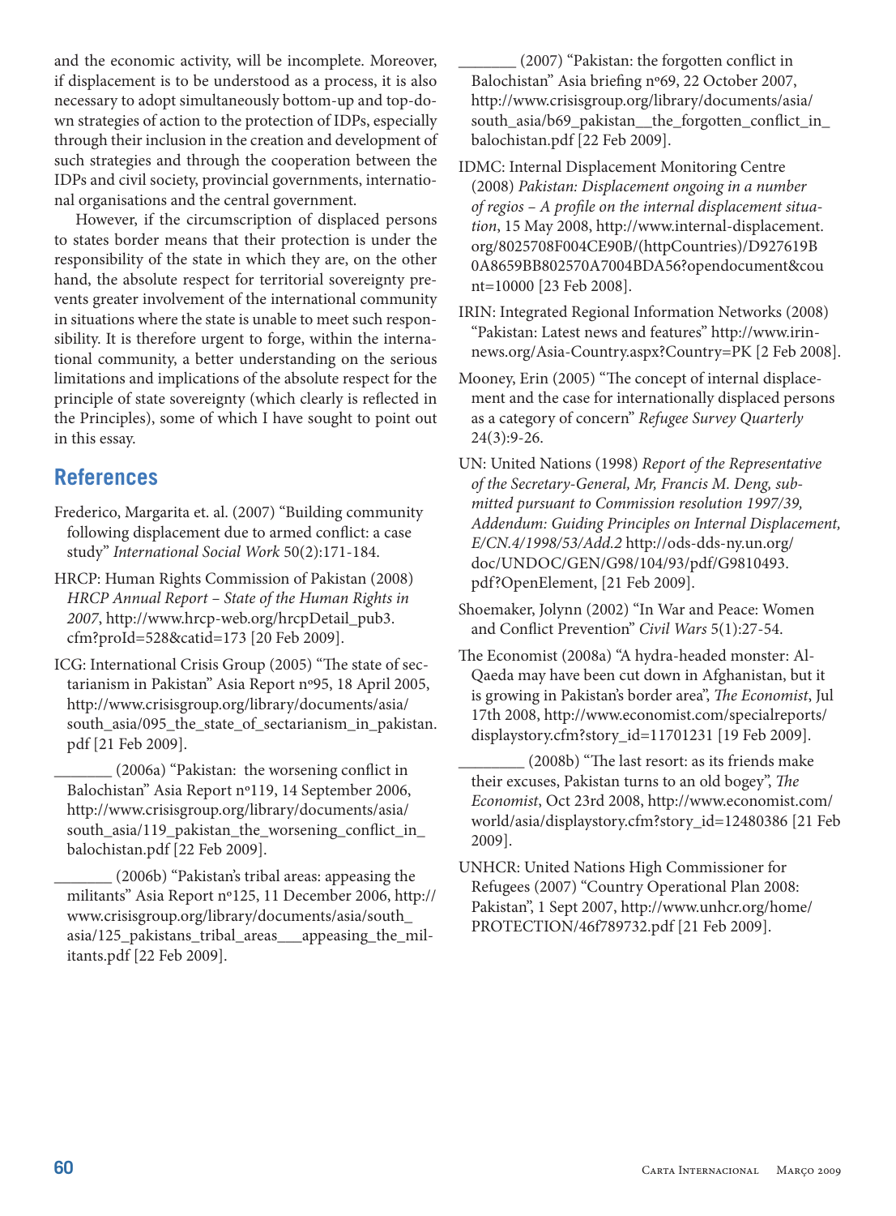and the economic activity, will be incomplete. Moreover, if displacement is to be understood as a process, it is also necessary to adopt simultaneously bottom-up and top-down strategies of action to the protection of IDPs, especially through their inclusion in the creation and development of such strategies and through the cooperation between the IDPs and civil society, provincial governments, international organisations and the central government.

However, if the circumscription of displaced persons to states border means that their protection is under the responsibility of the state in which they are, on the other hand, the absolute respect for territorial sovereignty prevents greater involvement of the international community in situations where the state is unable to meet such responsibility. It is therefore urgent to forge, within the international community, a better understanding on the serious limitations and implications of the absolute respect for the principle of state sovereignty (which clearly is reflected in the Principles), some of which I have sought to point out in this essay.

## References

Frederico, Margarita et. al. (2007) "Building community following displacement due to armed conflict: a case study" *International Social Work* 50(2):171-184.

HRCP: Human Rights Commission of Pakistan (2008) *HRCP Annual Report – State of the Human Rights in 2007*, http://www.hrcp-web.org/hrcpDetail_pub3.cfm?proId=528&catid=173 [20 Feb 2009].

ICG: International Crisis Group (2005) "The state of sectarianism in Pakistan" Asia Report nº95, 18 April 2005, http://www.crisisgroup.org/library/documents/asia/south_asia/095_the_state_of_sectarianism_in_pakistan.pdf [21 Feb 2009].

_______ (2006a) "Pakistan: the worsening conflict in Balochistan" Asia Report nº119, 14 September 2006, http://www.crisisgroup.org/library/documents/asia/south_asia/119_pakistan_the_worsening_conflict_in_balochistan.pdf [22 Feb 2009].

_______ (2006b) "Pakistan's tribal areas: appeasing the militants" Asia Report nº125, 11 December 2006, http://www.crisisgroup.org/library/documents/asia/south_asia/125_pakistans_tribal_areas___appeasing_the_militants.pdf [22 Feb 2009].

_______ (2007) "Pakistan: the forgotten conflict in Balochistan" Asia briefing nº69, 22 October 2007, http://www.crisisgroup.org/library/documents/asia/south_asia/b69_pakistan__the_forgotten_conflict_in_balochistan.pdf [22 Feb 2009].

IDMC: Internal Displacement Monitoring Centre (2008) *Pakistan: Displacement ongoing in a number of regios – A profile on the internal displacement situation*, 15 May 2008, http://www.internal-displacement.org/8025708F004CE90B/(httpCountries)/D927619B0A8659BB802570A7004BDA56?opendocument&count=10000 [23 Feb 2008].

IRIN: Integrated Regional Information Networks (2008) "Pakistan: Latest news and features" http://www.irinnews.org/Asia-Country.aspx?Country=PK [2 Feb 2008].

Mooney, Erin (2005) "The concept of internal displacement and the case for internationally displaced persons as a category of concern" *Refugee Survey Quarterly* 24(3):9-26.

UN: United Nations (1998) *Report of the Representative of the Secretary-General, Mr, Francis M. Deng, submitted pursuant to Commission resolution 1997/39, Addendum: Guiding Principles on Internal Displacement, E/CN.4/1998/53/Add.2* http://ods-dds-ny.un.org/doc/UNDOC/GEN/G98/104/93/pdf/G9810493.pdf?OpenElement, [21 Feb 2009].

Shoemaker, Jolynn (2002) "In War and Peace: Women and Conflict Prevention" *Civil Wars* 5(1):27-54.

The Economist (2008a) "A hydra-headed monster: Al-Qaeda may have been cut down in Afghanistan, but it is growing in Pakistan's border area", *The Economist*, Jul 17th 2008, http://www.economist.com/specialreports/displaystory.cfm?story_id=11701231 [19 Feb 2009].

________ (2008b) "The last resort: as its friends make their excuses, Pakistan turns to an old bogey", *The Economist*, Oct 23rd 2008, http://www.economist.com/world/asia/displaystory.cfm?story_id=12480386 [21 Feb 2009].

UNHCR: United Nations High Commissioner for Refugees (2007) "Country Operational Plan 2008: Pakistan", 1 Sept 2007, http://www.unhcr.org/home/PROTECTION/46f789732.pdf [21 Feb 2009].